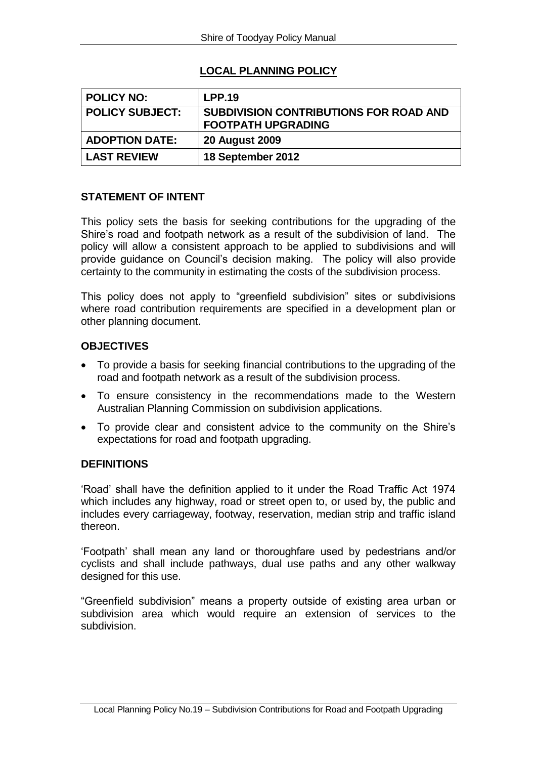## LOCAL PLANNING POLICY

| POLICY NO: | LPP.19 |
|---|---|
| POLICY SUBJECT: | SUBDIVISION CONTRIBUTIONS FOR ROAD AND FOOTPATH UPGRADING |
| ADOPTION DATE: | 20 August 2009 |
| LAST REVIEW | 18 September 2012 |

### STATEMENT OF INTENT

This policy sets the basis for seeking contributions for the upgrading of the Shire's road and footpath network as a result of the subdivision of land. The policy will allow a consistent approach to be applied to subdivisions and will provide guidance on Council's decision making. The policy will also provide certainty to the community in estimating the costs of the subdivision process.

This policy does not apply to "greenfield subdivision" sites or subdivisions where road contribution requirements are specified in a development plan or other planning document.

### OBJECTIVES

- To provide a basis for seeking financial contributions to the upgrading of the road and footpath network as a result of the subdivision process.
- To ensure consistency in the recommendations made to the Western Australian Planning Commission on subdivision applications.
- To provide clear and consistent advice to the community on the Shire's expectations for road and footpath upgrading.

### DEFINITIONS

'Road' shall have the definition applied to it under the Road Traffic Act 1974 which includes any highway, road or street open to, or used by, the public and includes every carriageway, footway, reservation, median strip and traffic island thereon.

'Footpath' shall mean any land or thoroughfare used by pedestrians and/or cyclists and shall include pathways, dual use paths and any other walkway designed for this use.

"Greenfield subdivision" means a property outside of existing area urban or subdivision area which would require an extension of services to the subdivision.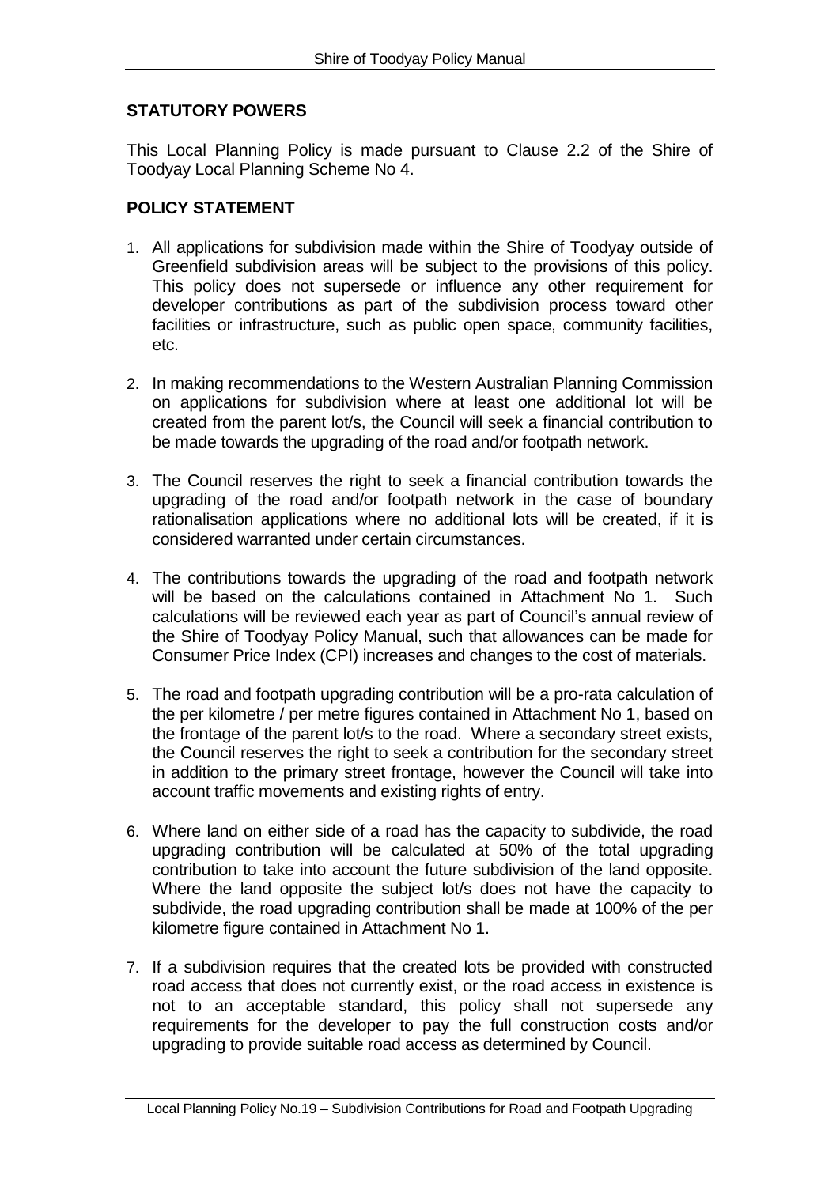## STATUTORY POWERS

This Local Planning Policy is made pursuant to Clause 2.2 of the Shire of Toodyay Local Planning Scheme No 4.

## POLICY STATEMENT

1. All applications for subdivision made within the Shire of Toodyay outside of Greenfield subdivision areas will be subject to the provisions of this policy. This policy does not supersede or influence any other requirement for developer contributions as part of the subdivision process toward other facilities or infrastructure, such as public open space, community facilities, etc.

2. In making recommendations to the Western Australian Planning Commission on applications for subdivision where at least one additional lot will be created from the parent lot/s, the Council will seek a financial contribution to be made towards the upgrading of the road and/or footpath network.

3. The Council reserves the right to seek a financial contribution towards the upgrading of the road and/or footpath network in the case of boundary rationalisation applications where no additional lots will be created, if it is considered warranted under certain circumstances.

4. The contributions towards the upgrading of the road and footpath network will be based on the calculations contained in Attachment No 1. Such calculations will be reviewed each year as part of Council's annual review of the Shire of Toodyay Policy Manual, such that allowances can be made for Consumer Price Index (CPI) increases and changes to the cost of materials.

5. The road and footpath upgrading contribution will be a pro-rata calculation of the per kilometre / per metre figures contained in Attachment No 1, based on the frontage of the parent lot/s to the road. Where a secondary street exists, the Council reserves the right to seek a contribution for the secondary street in addition to the primary street frontage, however the Council will take into account traffic movements and existing rights of entry.

6. Where land on either side of a road has the capacity to subdivide, the road upgrading contribution will be calculated at 50% of the total upgrading contribution to take into account the future subdivision of the land opposite. Where the land opposite the subject lot/s does not have the capacity to subdivide, the road upgrading contribution shall be made at 100% of the per kilometre figure contained in Attachment No 1.

7. If a subdivision requires that the created lots be provided with constructed road access that does not currently exist, or the road access in existence is not to an acceptable standard, this policy shall not supersede any requirements for the developer to pay the full construction costs and/or upgrading to provide suitable road access as determined by Council.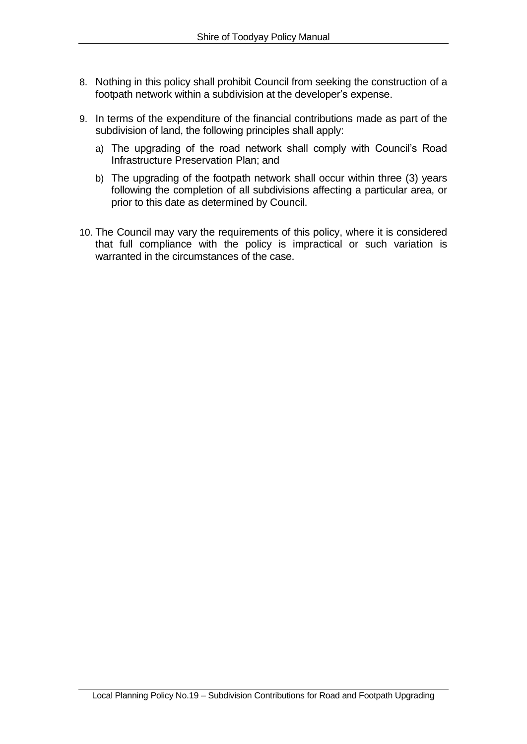8. Nothing in this policy shall prohibit Council from seeking the construction of a footpath network within a subdivision at the developer's expense.

9. In terms of the expenditure of the financial contributions made as part of the subdivision of land, the following principles shall apply:

   a) The upgrading of the road network shall comply with Council's Road Infrastructure Preservation Plan; and

   b) The upgrading of the footpath network shall occur within three (3) years following the completion of all subdivisions affecting a particular area, or prior to this date as determined by Council.

10. The Council may vary the requirements of this policy, where it is considered that full compliance with the policy is impractical or such variation is warranted in the circumstances of the case.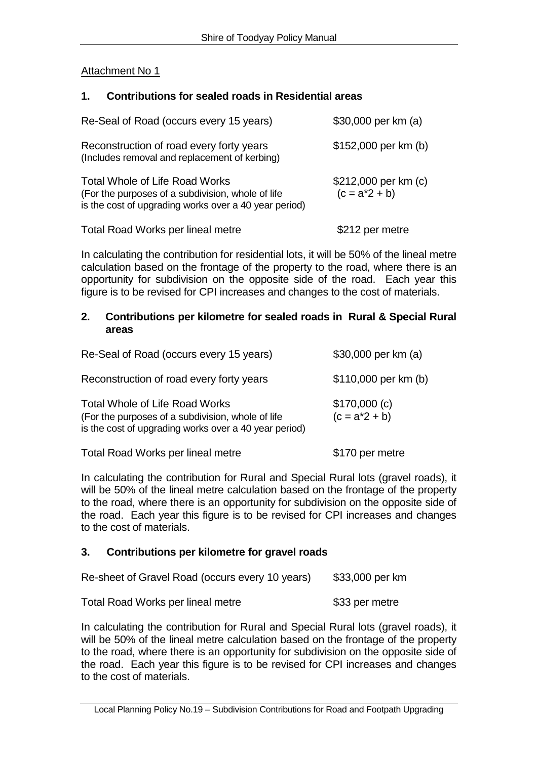Attachment No 1

## 1. Contributions for sealed roads in Residential areas

| | |
|---|---|
| Re-Seal of Road (occurs every 15 years) | \$30,000 per km (a) |
| Reconstruction of road every forty years<br>(Includes removal and replacement of kerbing) | \$152,000 per km (b) |
| Total Whole of Life Road Works<br>(For the purposes of a subdivision, whole of life is the cost of upgrading works over a 40 year period) | \$212,000 per km (c)<br>(c = a*2 + b) |
| Total Road Works per lineal metre | \$212 per metre |

In calculating the contribution for residential lots, it will be 50% of the lineal metre calculation based on the frontage of the property to the road, where there is an opportunity for subdivision on the opposite side of the road. Each year this figure is to be revised for CPI increases and changes to the cost of materials.

## 2. Contributions per kilometre for sealed roads in Rural & Special Rural areas

| | |
|---|---|
| Re-Seal of Road (occurs every 15 years) | \$30,000 per km (a) |
| Reconstruction of road every forty years | \$110,000 per km (b) |
| Total Whole of Life Road Works<br>(For the purposes of a subdivision, whole of life is the cost of upgrading works over a 40 year period) | \$170,000 (c)<br>(c = a*2 + b) |
| Total Road Works per lineal metre | \$170 per metre |

In calculating the contribution for Rural and Special Rural lots (gravel roads), it will be 50% of the lineal metre calculation based on the frontage of the property to the road, where there is an opportunity for subdivision on the opposite side of the road. Each year this figure is to be revised for CPI increases and changes to the cost of materials.

## 3. Contributions per kilometre for gravel roads

| | |
|---|---|
| Re-sheet of Gravel Road (occurs every 10 years) | \$33,000 per km |
| Total Road Works per lineal metre | \$33 per metre |

In calculating the contribution for Rural and Special Rural lots (gravel roads), it will be 50% of the lineal metre calculation based on the frontage of the property to the road, where there is an opportunity for subdivision on the opposite side of the road. Each year this figure is to be revised for CPI increases and changes to the cost of materials.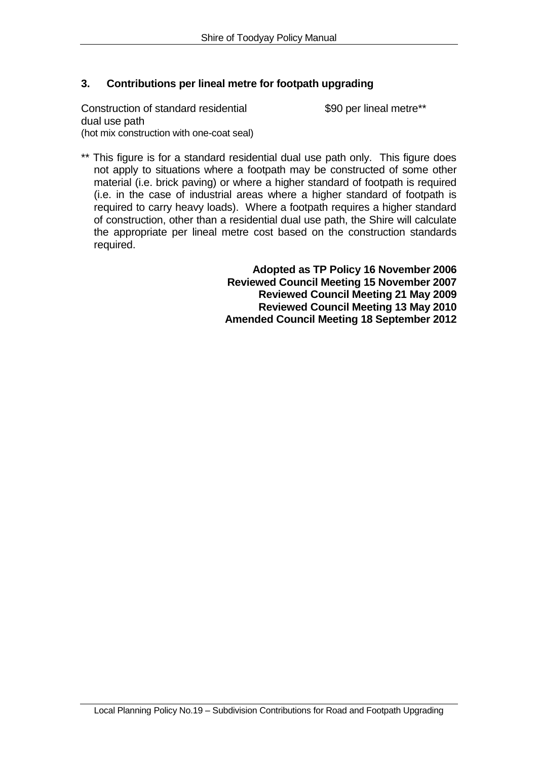### 3. Contributions per lineal metre for footpath upgrading

| | |
|---|---|
| Construction of standard residential dual use path<br>(hot mix construction with one-coat seal) | $90 per lineal metre** |

** This figure is for a standard residential dual use path only. This figure does not apply to situations where a footpath may be constructed of some other material (i.e. brick paving) or where a higher standard of footpath is required (i.e. in the case of industrial areas where a higher standard of footpath is required to carry heavy loads). Where a footpath requires a higher standard of construction, other than a residential dual use path, the Shire will calculate the appropriate per lineal metre cost based on the construction standards required.

**Adopted as TP Policy 16 November 2006**
**Reviewed Council Meeting 15 November 2007**
**Reviewed Council Meeting 21 May 2009**
**Reviewed Council Meeting 13 May 2010**
**Amended Council Meeting 18 September 2012**